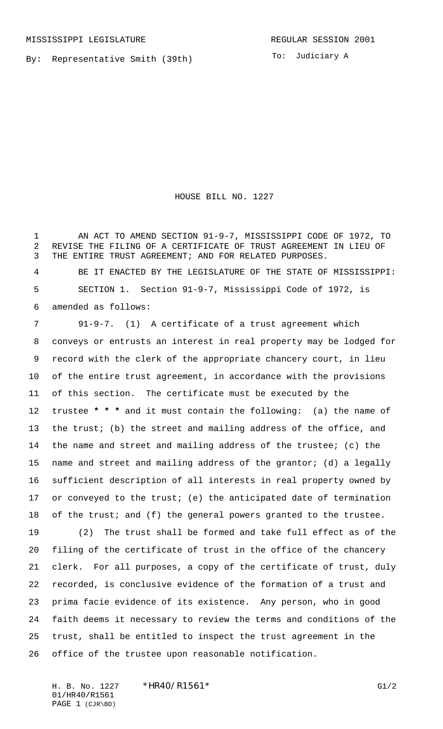MISSISSIPPI LEGISLATURE REGULAR SESSION 2001

By: Representative Smith (39th)

To: Judiciary A

# HOUSE BILL NO. 1227

AN ACT TO AMEND SECTION 91-9-7, MISSISSIPPI CODE OF 1972, TO REVISE THE FILING OF A CERTIFICATE OF TRUST AGREEMENT IN LIEU OF THE ENTIRE TRUST AGREEMENT; AND FOR RELATED PURPOSES.

BE IT ENACTED BY THE LEGISLATURE OF THE STATE OF MISSISSIPPI:

SECTION 1. Section 91-9-7, Mississippi Code of 1972, is amended as follows:

91-9-7. (1) A certificate of a trust agreement which conveys or entrusts an interest in real property may be lodged for record with the clerk of the appropriate chancery court, in lieu of the entire trust agreement, in accordance with the provisions of this section. The certificate must be executed by the trustee **\* \* \*** and it must contain the following: (a) the name of the trust; (b) the street and mailing address of the office, and the name and street and mailing address of the trustee; (c) the name and street and mailing address of the grantor; (d) a legally sufficient description of all interests in real property owned by or conveyed to the trust; (e) the anticipated date of termination of the trust; and (f) the general powers granted to the trustee.

(2) The trust shall be formed and take full effect as of the filing of the certificate of trust in the office of the chancery clerk. For all purposes, a copy of the certificate of trust, duly recorded, is conclusive evidence of the formation of a trust and prima facie evidence of its existence. Any person, who in good faith deems it necessary to review the terms and conditions of the trust, shall be entitled to inspect the trust agreement in the office of the trustee upon reasonable notification.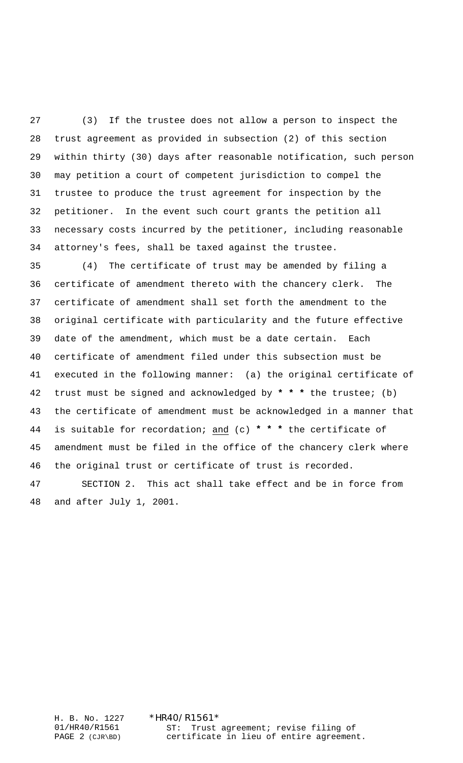(3) If the trustee does not allow a person to inspect the trust agreement as provided in subsection (2) of this section within thirty (30) days after reasonable notification, such person may petition a court of competent jurisdiction to compel the trustee to produce the trust agreement for inspection by the petitioner. In the event such court grants the petition all necessary costs incurred by the petitioner, including reasonable attorney's fees, shall be taxed against the trustee.

(4) The certificate of trust may be amended by filing a certificate of amendment thereto with the chancery clerk. The certificate of amendment shall set forth the amendment to the original certificate with particularity and the future effective date of the amendment, which must be a date certain. Each certificate of amendment filed under this subsection must be executed in the following manner: (a) the original certificate of trust must be signed and acknowledged by **\* \* \*** the trustee; (b) the certificate of amendment must be acknowledged in a manner that is suitable for recordation; <u>and</u> (c) **\* \* \*** the certificate of amendment must be filed in the office of the chancery clerk where the original trust or certificate of trust is recorded.

SECTION 2. This act shall take effect and be in force from and after July 1, 2001.